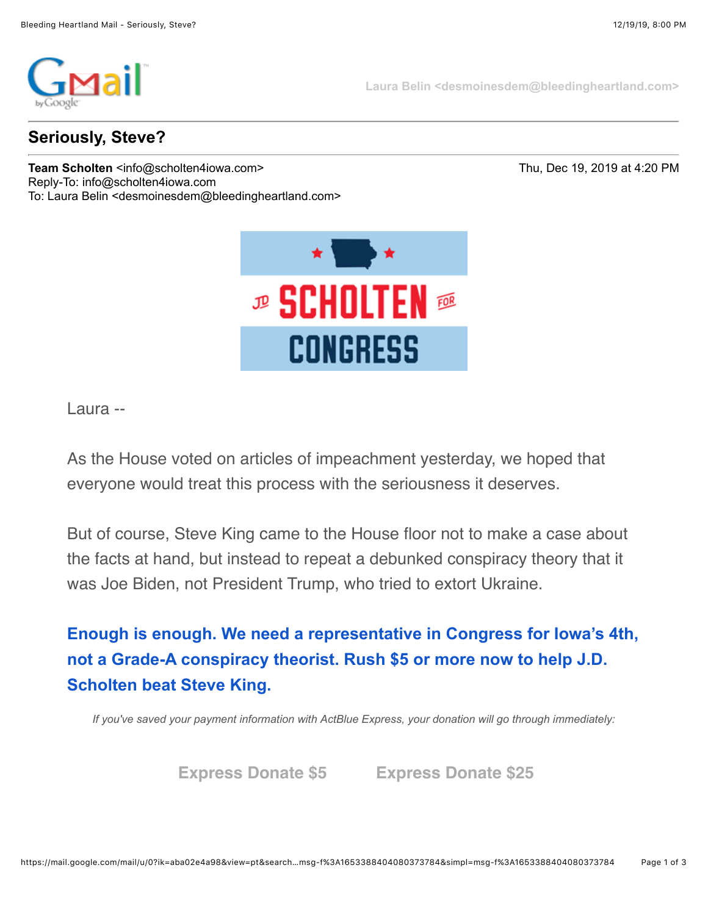Laura Belin <desmoinesdem@bleedingheartland.com>

## Seriously, Steve?

**Team Scholten** <info@scholten4iowa.com>
Reply-To: info@scholten4iowa.com
To: Laura Belin <desmoinesdem@bleedingheartland.com>

Thu, Dec 19, 2019 at 4:20 PM

JD SCHOLTEN FOR CONGRESS

Laura --

As the House voted on articles of impeachment yesterday, we hoped that everyone would treat this process with the seriousness it deserves.

But of course, Steve King came to the House floor not to make a case about the facts at hand, but instead to repeat a debunked conspiracy theory that it was Joe Biden, not President Trump, who tried to extort Ukraine.

**Enough is enough. We need a representative in Congress for Iowa's 4th, not a Grade-A conspiracy theorist. Rush $5 or more now to help J.D. Scholten beat Steve King.**

*If you've saved your payment information with ActBlue Express, your donation will go through immediately:*

**Express Donate $5** **Express Donate $25**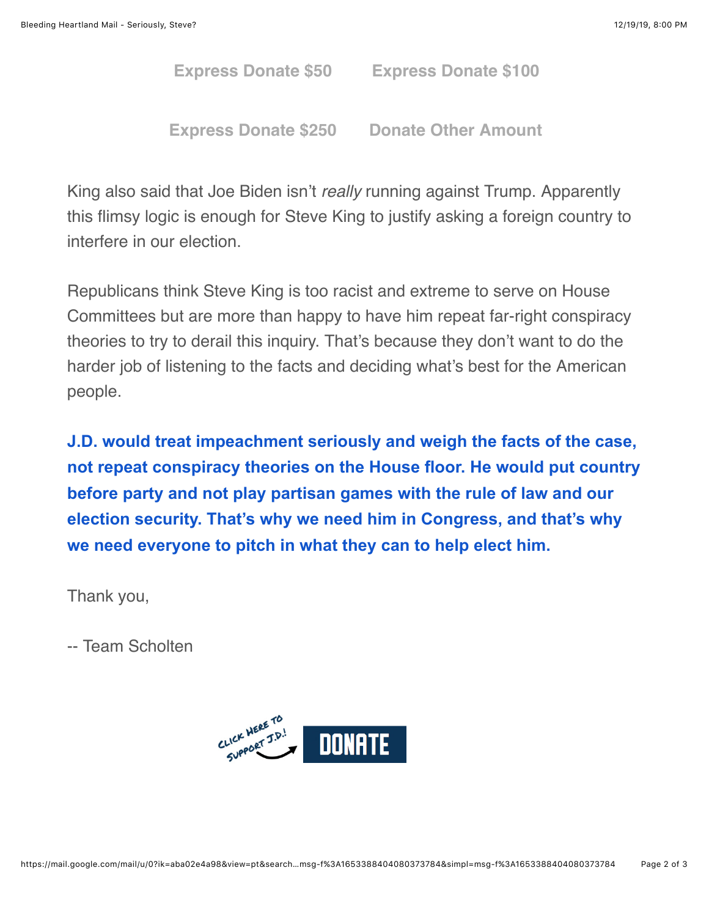Express Donate $50 Express Donate $100

Express Donate $250 Donate Other Amount

King also said that Joe Biden isn't *really* running against Trump. Apparently this flimsy logic is enough for Steve King to justify asking a foreign country to interfere in our election.

Republicans think Steve King is too racist and extreme to serve on House Committees but are more than happy to have him repeat far-right conspiracy theories to try to derail this inquiry. That's because they don't want to do the harder job of listening to the facts and deciding what's best for the American people.

**J.D. would treat impeachment seriously and weigh the facts of the case, not repeat conspiracy theories on the House floor. He would put country before party and not play partisan games with the rule of law and our election security. That's why we need him in Congress, and that's why we need everyone to pitch in what they can to help elect him.**

Thank you,

-- Team Scholten

CLICK HERE TO SUPPORT J.D.! DONATE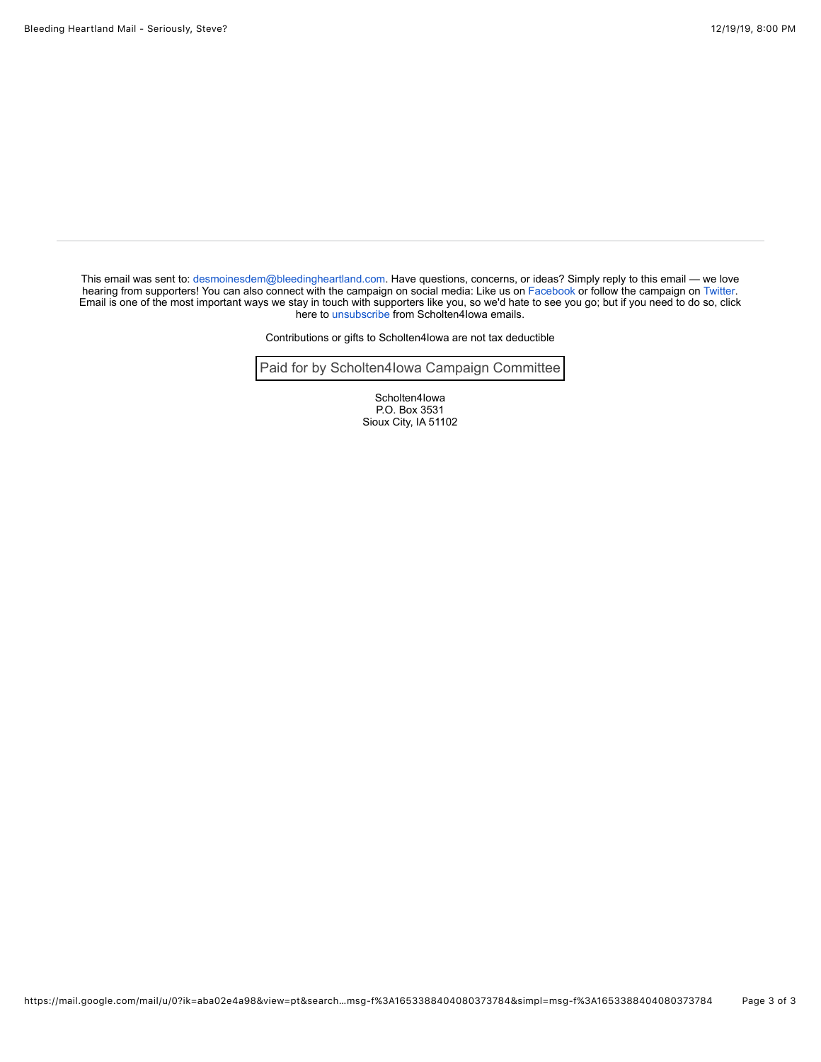---

This email was sent to: desmoinesdem@bleedingheartland.com. Have questions, concerns, or ideas? Simply reply to this email — we love hearing from supporters! You can also connect with the campaign on social media: Like us on Facebook or follow the campaign on Twitter. Email is one of the most important ways we stay in touch with supporters like you, so we'd hate to see you go; but if you need to do so, click here to unsubscribe from Scholten4Iowa emails.

Contributions or gifts to Scholten4Iowa are not tax deductible

Paid for by Scholten4Iowa Campaign Committee

Scholten4Iowa
P.O. Box 3531
Sioux City, IA 51102